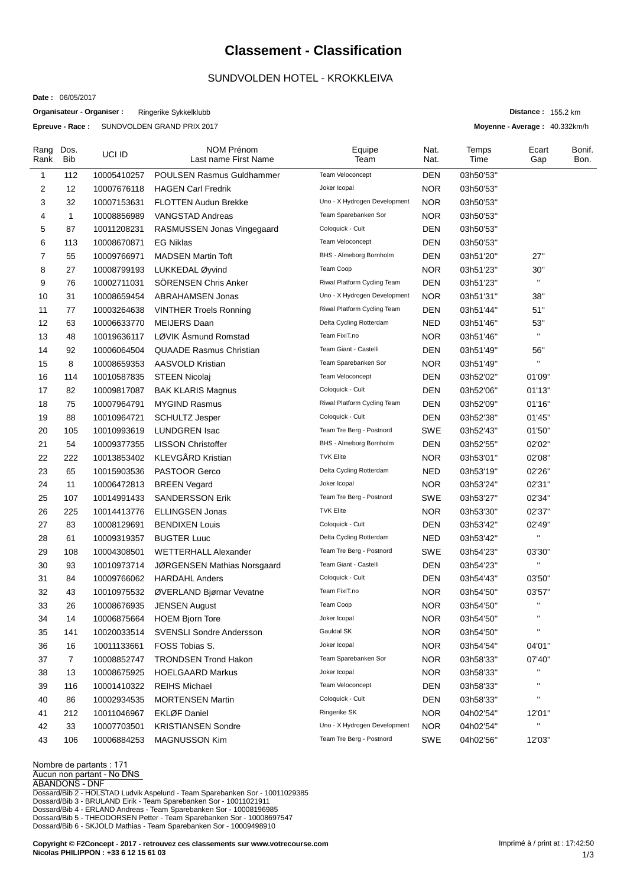# Classement - Classification

## SUNDVOLDEN HOTEL - KROKKLEIVA

**Date :** 06/05/2017

**Organisateur - Organiser :** Ringerike Sykkelklubb

**Distance :** 155.2 km

**Epreuve - Race :** SUNDVOLDEN GRAND PRIX 2017

**Moyenne - Average :** 40.332km/h

| Rang Rank | Dos. Bib | UCI ID | NOM Prénom Last name First Name | Equipe Team | Nat. Nat. | Temps Time | Ecart Gap | Bonif. Bon. |
|---|---|---|---|---|---|---|---|---|
| 1 | 112 | 10005410257 | POULSEN Rasmus Guldhammer | Team Veloconcept | DEN | 03h50'53'' | | |
| 2 | 12 | 10007676118 | HAGEN Carl Fredrik | Joker Icopal | NOR | 03h50'53'' | | |
| 3 | 32 | 10007153631 | FLOTTEN Audun Brekke | Uno - X Hydrogen Development | NOR | 03h50'53'' | | |
| 4 | 1 | 10008856989 | VANGSTAD Andreas | Team Sparebanken Sor | NOR | 03h50'53'' | | |
| 5 | 87 | 10011208231 | RASMUSSEN Jonas Vingegaard | Coloquick - Cult | DEN | 03h50'53'' | | |
| 6 | 113 | 10008670871 | EG Niklas | Team Veloconcept | DEN | 03h50'53'' | | |
| 7 | 55 | 10009766971 | MADSEN Martin Toft | BHS - Almeborg Bornholm | DEN | 03h51'20'' | 27'' | |
| 8 | 27 | 10008799193 | LUKKEDAL Øyvind | Team Coop | NOR | 03h51'23'' | 30'' | |
| 9 | 76 | 10002711031 | SÖRENSEN Chris Anker | Riwal Platform Cycling Team | DEN | 03h51'23'' | '' | |
| 10 | 31 | 10008659454 | ABRAHAMSEN Jonas | Uno - X Hydrogen Development | NOR | 03h51'31'' | 38'' | |
| 11 | 77 | 10003264638 | VINTHER Troels Ronning | Riwal Platform Cycling Team | DEN | 03h51'44'' | 51'' | |
| 12 | 63 | 10006633770 | MEIJERS Daan | Delta Cycling Rotterdam | NED | 03h51'46'' | 53'' | |
| 13 | 48 | 10019636117 | LØVIK Åsmund Romstad | Team FixIT.no | NOR | 03h51'46'' | '' | |
| 14 | 92 | 10006064504 | QUAADE Rasmus Christian | Team Giant - Castelli | DEN | 03h51'49'' | 56'' | |
| 15 | 8 | 10008659353 | AASVOLD Kristian | Team Sparebanken Sor | NOR | 03h51'49'' | '' | |
| 16 | 114 | 10010587835 | STEEN Nicolaj | Team Veloconcept | DEN | 03h52'02'' | 01'09'' | |
| 17 | 82 | 10009817087 | BAK KLARIS Magnus | Coloquick - Cult | DEN | 03h52'06'' | 01'13'' | |
| 18 | 75 | 10007964791 | MYGIND Rasmus | Riwal Platform Cycling Team | DEN | 03h52'09'' | 01'16'' | |
| 19 | 88 | 10010964721 | SCHULTZ Jesper | Coloquick - Cult | DEN | 03h52'38'' | 01'45'' | |
| 20 | 105 | 10010993619 | LUNDGREN Isac | Team Tre Berg - Postnord | SWE | 03h52'43'' | 01'50'' | |
| 21 | 54 | 10009377355 | LISSON Christoffer | BHS - Almeborg Bornholm | DEN | 03h52'55'' | 02'02'' | |
| 22 | 222 | 10013853402 | KLEVGÅRD Kristian | TVK Elite | NOR | 03h53'01'' | 02'08'' | |
| 23 | 65 | 10015903536 | PASTOOR Gerco | Delta Cycling Rotterdam | NED | 03h53'19'' | 02'26'' | |
| 24 | 11 | 10006472813 | BREEN Vegard | Joker Icopal | NOR | 03h53'24'' | 02'31'' | |
| 25 | 107 | 10014991433 | SANDERSSON Erik | Team Tre Berg - Postnord | SWE | 03h53'27'' | 02'34'' | |
| 26 | 225 | 10014413776 | ELLINGSEN Jonas | TVK Elite | NOR | 03h53'30'' | 02'37'' | |
| 27 | 83 | 10008129691 | BENDIXEN Louis | Coloquick - Cult | DEN | 03h53'42'' | 02'49'' | |
| 28 | 61 | 10009319357 | BUGTER Luuc | Delta Cycling Rotterdam | NED | 03h53'42'' | '' | |
| 29 | 108 | 10004308501 | WETTERHALL Alexander | Team Tre Berg - Postnord | SWE | 03h54'23'' | 03'30'' | |
| 30 | 93 | 10010973714 | JØRGENSEN Mathias Norsgaard | Team Giant - Castelli | DEN | 03h54'23'' | '' | |
| 31 | 84 | 10009766062 | HARDAHL Anders | Coloquick - Cult | DEN | 03h54'43'' | 03'50'' | |
| 32 | 43 | 10010975532 | ØVERLAND Bjørnar Vevatne | Team FixIT.no | NOR | 03h54'50'' | 03'57'' | |
| 33 | 26 | 10008676935 | JENSEN August | Team Coop | NOR | 03h54'50'' | '' | |
| 34 | 14 | 10006875664 | HOEM Bjorn Tore | Joker Icopal | NOR | 03h54'50'' | '' | |
| 35 | 141 | 10020033514 | SVENSLI Sondre Andersson | Gauldal SK | NOR | 03h54'50'' | '' | |
| 36 | 16 | 10011133661 | FOSS Tobias S. | Joker Icopal | NOR | 03h54'54'' | 04'01'' | |
| 37 | 7 | 10008852747 | TRONDSEN Trond Hakon | Team Sparebanken Sor | NOR | 03h58'33'' | 07'40'' | |
| 38 | 13 | 10008675925 | HOELGAARD Markus | Joker Icopal | NOR | 03h58'33'' | '' | |
| 39 | 116 | 10001410322 | REIHS Michael | Team Veloconcept | DEN | 03h58'33'' | '' | |
| 40 | 86 | 10002934535 | MORTENSEN Martin | Coloquick - Cult | DEN | 03h58'33'' | '' | |
| 41 | 212 | 10011046967 | EKLØF Daniel | Ringerike SK | NOR | 04h02'54'' | 12'01'' | |
| 42 | 33 | 10007703501 | KRISTIANSEN Sondre | Uno - X Hydrogen Development | NOR | 04h02'54'' | '' | |
| 43 | 106 | 10006884253 | MAGNUSSON Kim | Team Tre Berg - Postnord | SWE | 04h02'56'' | 12'03'' | |

Nombre de partants : 171

Aucun non partant - No DNS

ABANDONS - DNF

Dossard/Bib 2 - HOLSTAD Ludvik Aspelund - Team Sparebanken Sor - 10011029385
Dossard/Bib 3 - BRULAND Eirik - Team Sparebanken Sor - 10011021911
Dossard/Bib 4 - ERLAND Andreas - Team Sparebanken Sor - 10008196985
Dossard/Bib 5 - THEODORSEN Petter - Team Sparebanken Sor - 10008697547
Dossard/Bib 6 - SKJOLD Mathias - Team Sparebanken Sor - 10009498910

**Copyright © F2Concept - 2017 - retrouvez ces classements sur www.votrecourse.com**
**Nicolas PHILIPPON : +33 6 12 15 61 03**

Imprimé à / print at : 17:42:50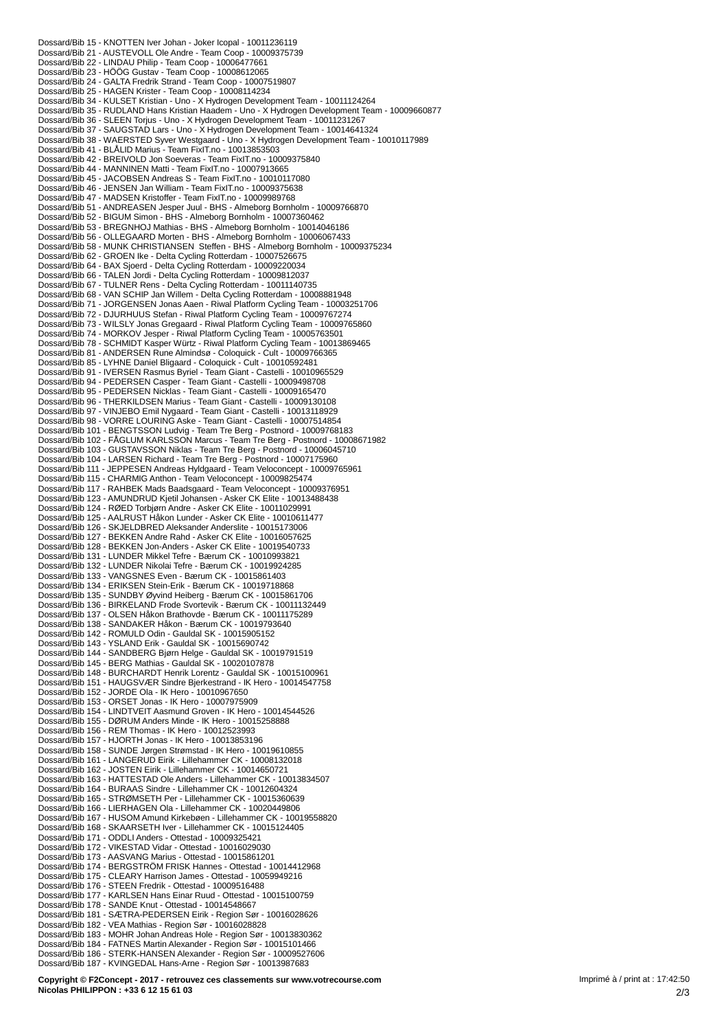Dossard/Bib 15 - KNOTTEN Iver Johan - Joker Icopal - 10011236119
Dossard/Bib 21 - AUSTEVOLL Ole Andre - Team Coop - 10009375739
Dossard/Bib 22 - LINDAU Philip - Team Coop - 10006477661
Dossard/Bib 23 - HÖÖG Gustav - Team Coop - 10008612065
Dossard/Bib 24 - GALTA Fredrik Strand - Team Coop - 10007519807
Dossard/Bib 25 - HAGEN Krister - Team Coop - 10008114234
Dossard/Bib 34 - KULSET Kristian - Uno - X Hydrogen Development Team - 10011124264
Dossard/Bib 35 - RUDLAND Hans Kristian Haadem - Uno - X Hydrogen Development Team - 10009660877
Dossard/Bib 36 - SLEEN Torjus - Uno - X Hydrogen Development Team - 10011231267
Dossard/Bib 37 - SAUGSTAD Lars - Uno - X Hydrogen Development Team - 10014641324
Dossard/Bib 38 - WAERSTED Syver Westgaard - Uno - X Hydrogen Development Team - 10010117989
Dossard/Bib 41 - BLÅLID Marius - Team FixIT.no - 10013853503
Dossard/Bib 42 - BREIVOLD Jon Soeveras - Team FixIT.no - 10009375840
Dossard/Bib 44 - MANNINEN Matti - Team FixIT.no - 10007913665
Dossard/Bib 45 - JACOBSEN Andreas S - Team FixIT.no - 10010117080
Dossard/Bib 46 - JENSEN Jan William - Team FixIT.no - 10009375638
Dossard/Bib 47 - MADSEN Kristoffer - Team FixIT.no - 10009989768
Dossard/Bib 51 - ANDREASEN Jesper Juul - BHS - Almeborg Bornholm - 10009766870
Dossard/Bib 52 - BIGUM Simon - BHS - Almeborg Bornholm - 10007360462
Dossard/Bib 53 - BREGNHOJ Mathias - BHS - Almeborg Bornholm - 10014046186
Dossard/Bib 56 - OLLEGAARD Morten - BHS - Almeborg Bornholm - 10006067433
Dossard/Bib 58 - MUNK CHRISTIANSEN Steffen - BHS - Almeborg Bornholm - 10009375234
Dossard/Bib 62 - GROEN Ike - Delta Cycling Rotterdam - 10007526675
Dossard/Bib 64 - BAX Sjoerd - Delta Cycling Rotterdam - 10009220034
Dossard/Bib 66 - TALEN Jordi - Delta Cycling Rotterdam - 10009812037
Dossard/Bib 67 - TULNER Rens - Delta Cycling Rotterdam - 10011140735
Dossard/Bib 68 - VAN SCHIP Jan Willem - Delta Cycling Rotterdam - 10008881948
Dossard/Bib 71 - JORGENSEN Jonas Aaen - Riwal Platform Cycling Team - 10003251706
Dossard/Bib 72 - DJURHUUS Stefan - Riwal Platform Cycling Team - 10009767274
Dossard/Bib 73 - WILSLY Jonas Gregaard - Riwal Platform Cycling Team - 10009765860
Dossard/Bib 74 - MORKOV Jesper - Riwal Platform Cycling Team - 10005763501
Dossard/Bib 78 - SCHMIDT Kasper Würtz - Riwal Platform Cycling Team - 10013869465
Dossard/Bib 81 - ANDERSEN Rune Almindsø - Coloquick - Cult - 10009766365
Dossard/Bib 85 - LYHNE Daniel Bligaard - Coloquick - Cult - 10010592481
Dossard/Bib 91 - IVERSEN Rasmus Byriel - Team Giant - Castelli - 10010965529
Dossard/Bib 94 - PEDERSEN Casper - Team Giant - Castelli - 10009498708
Dossard/Bib 95 - PEDERSEN Nicklas - Team Giant - Castelli - 10009165470
Dossard/Bib 96 - THERKILDSEN Marius - Team Giant - Castelli - 10009130108
Dossard/Bib 97 - VINJEBO Emil Nygaard - Team Giant - Castelli - 10013118929
Dossard/Bib 98 - VORRE LOURING Aske - Team Giant - Castelli - 10007514854
Dossard/Bib 101 - BENGTSSON Ludvig - Team Tre Berg - Postnord - 10009768183
Dossard/Bib 102 - FÅGLUM KARLSSON Marcus - Team Tre Berg - Postnord - 10008671982
Dossard/Bib 103 - GUSTAVSSON Niklas - Team Tre Berg - Postnord - 10006045710
Dossard/Bib 104 - LARSEN Richard - Team Tre Berg - Postnord - 10007175960
Dossard/Bib 111 - JEPPESEN Andreas Hyldgaard - Team Veloconcept - 10009765961
Dossard/Bib 115 - CHARMIG Anthon - Team Veloconcept - 10009825474
Dossard/Bib 117 - RAHBEK Mads Baadsgaard - Team Veloconcept - 10009376951
Dossard/Bib 123 - AMUNDRUD Kjetil Johansen - Asker CK Elite - 10013488438
Dossard/Bib 124 - RØED Torbjørn Andre - Asker CK Elite - 10011029991
Dossard/Bib 125 - AALRUST Håkon Lunder - Asker CK Elite - 10010611477
Dossard/Bib 126 - SKJELDBRED Aleksander Anderslite - 10015173006
Dossard/Bib 127 - BEKKEN Andre Rahd - Asker CK Elite - 10016057625
Dossard/Bib 128 - BEKKEN Jon-Anders - Asker CK Elite - 10019540733
Dossard/Bib 131 - LUNDER Mikkel Tefre - Bærum CK - 10010993821
Dossard/Bib 132 - LUNDER Nikolai Tefre - Bærum CK - 10019924285
Dossard/Bib 133 - VANGSNES Even - Bærum CK - 10015861403
Dossard/Bib 134 - ERIKSEN Stein-Erik - Bærum CK - 10019718868
Dossard/Bib 135 - SUNDBY Øyvind Heiberg - Bærum CK - 10015861706
Dossard/Bib 136 - BIRKELAND Frode Svortevik - Bærum CK - 10011132449
Dossard/Bib 137 - OLSEN Håkon Brathovde - Bærum CK - 10011175289
Dossard/Bib 138 - SANDAKER Håkon - Bærum CK - 10019793640
Dossard/Bib 142 - ROMULD Odin - Gauldal SK - 10015905152
Dossard/Bib 143 - YSLAND Erik - Gauldal SK - 10015690742
Dossard/Bib 144 - SANDBERG Bjørn Helge - Gauldal SK - 10019791519
Dossard/Bib 145 - BERG Mathias - Gauldal SK - 10020107878
Dossard/Bib 148 - BURCHARDT Henrik Lorentz - Gauldal SK - 10015100961
Dossard/Bib 151 - HAUGSVÆR Sindre Bjerkestrand - IK Hero - 10014547758
Dossard/Bib 152 - JORDE Ola - IK Hero - 10010967650
Dossard/Bib 153 - ORSET Jonas - IK Hero - 10007975909
Dossard/Bib 154 - LINDTVEIT Aasmund Groven - IK Hero - 10014544526
Dossard/Bib 155 - DØRUM Anders Minde - IK Hero - 10015258888
Dossard/Bib 156 - REM Thomas - IK Hero - 10012523993
Dossard/Bib 157 - HJORTH Jonas - IK Hero - 10013853196
Dossard/Bib 158 - SUNDE Jørgen Strømstad - IK Hero - 10019610855
Dossard/Bib 161 - LANGERUD Eirik - Lillehammer CK - 10008132018
Dossard/Bib 162 - JOSTEN Eirik - Lillehammer CK - 10014650721
Dossard/Bib 163 - HATTESTAD Ole Anders - Lillehammer CK - 10013834507
Dossard/Bib 164 - BURAAS Sindre - Lillehammer CK - 10012604324
Dossard/Bib 165 - STRØMSETH Per - Lillehammer CK - 10015360639
Dossard/Bib 166 - LIERHAGEN Ola - Lillehammer CK - 10020449806
Dossard/Bib 167 - HUSOM Amund Kirkebøen - Lillehammer CK - 10019558820
Dossard/Bib 168 - SKAARSETH Iver - Lillehammer CK - 10015124405
Dossard/Bib 171 - ODDLI Anders - Ottestad - 10009325421
Dossard/Bib 172 - VIKESTAD Vidar - Ottestad - 10016029030
Dossard/Bib 173 - AASVANG Marius - Ottestad - 10015861201
Dossard/Bib 174 - BERGSTRÖM FRISK Hannes - Ottestad - 10014412968
Dossard/Bib 175 - CLEARY Harrison James - Ottestad - 10059949216
Dossard/Bib 176 - STEEN Fredrik - Ottestad - 10009516488
Dossard/Bib 177 - KARLSEN Hans Einar Ruud - Ottestad - 10015100759
Dossard/Bib 178 - SANDE Knut - Ottestad - 10014548667
Dossard/Bib 181 - SÆTRA-PEDERSEN Eirik - Region Sør - 10016028626
Dossard/Bib 182 - VEA Mathias - Region Sør - 10016028828
Dossard/Bib 183 - MOHR Johan Andreas Hole - Region Sør - 10013830362
Dossard/Bib 184 - FATNES Martin Alexander - Region Sør - 10015101466
Dossard/Bib 186 - STERK-HANSEN Alexander - Region Sør - 10009527606
Dossard/Bib 187 - KVINGEDAL Hans-Arne - Region Sør - 10013987683

**Copyright © F2Concept - 2017 - retrouvez ces classements sur www.votrecourse.com**
**Nicolas PHILIPPON : +33 6 12 15 61 03**

Imprimé à / print at : 17:42:50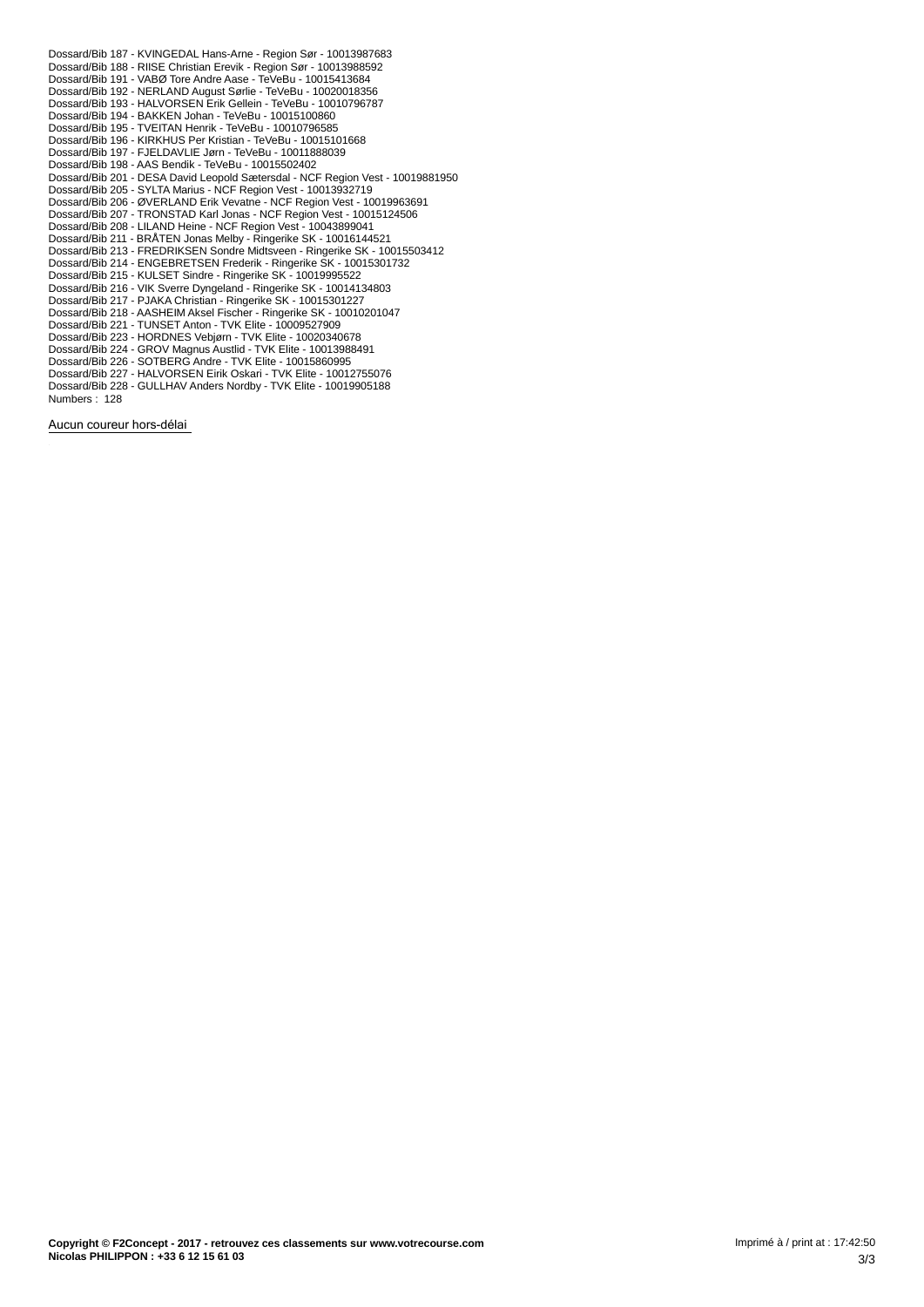Dossard/Bib 187 - KVINGEDAL Hans-Arne - Region Sør - 10013987683
Dossard/Bib 188 - RIISE Christian Erevik - Region Sør - 10013988592
Dossard/Bib 191 - VABØ Tore Andre Aase - TeVeBu - 10015413684
Dossard/Bib 192 - NERLAND August Sørlie - TeVeBu - 10020018356
Dossard/Bib 193 - HALVORSEN Erik Gellein - TeVeBu - 10010796787
Dossard/Bib 194 - BAKKEN Johan - TeVeBu - 10015100860
Dossard/Bib 195 - TVEITAN Henrik - TeVeBu - 10010796585
Dossard/Bib 196 - KIRKHUS Per Kristian - TeVeBu - 10015101668
Dossard/Bib 197 - FJELDAVLIE Jørn - TeVeBu - 10011888039
Dossard/Bib 198 - AAS Bendik - TeVeBu - 10015502402
Dossard/Bib 201 - DESA David Leopold Sætersdal - NCF Region Vest - 10019881950
Dossard/Bib 205 - SYLTA Marius - NCF Region Vest - 10013932719
Dossard/Bib 206 - ØVERLAND Erik Vevatne - NCF Region Vest - 10019963691
Dossard/Bib 207 - TRONSTAD Karl Jonas - NCF Region Vest - 10015124506
Dossard/Bib 208 - LILAND Heine - NCF Region Vest - 10043899041
Dossard/Bib 211 - BRÅTEN Jonas Melby - Ringerike SK - 10016144521
Dossard/Bib 213 - FREDRIKSEN Sondre Midtsveen - Ringerike SK - 10015503412
Dossard/Bib 214 - ENGEBRETSEN Frederik - Ringerike SK - 10015301732
Dossard/Bib 215 - KULSET Sindre - Ringerike SK - 10019995522
Dossard/Bib 216 - VIK Sverre Dyngeland - Ringerike SK - 10014134803
Dossard/Bib 217 - PJAKA Christian - Ringerike SK - 10015301227
Dossard/Bib 218 - AASHEIM Aksel Fischer - Ringerike SK - 10010201047
Dossard/Bib 221 - TUNSET Anton - TVK Elite - 10009527909
Dossard/Bib 223 - HORDNES Vebjørn - TVK Elite - 10020340678
Dossard/Bib 224 - GROV Magnus Austlid - TVK Elite - 10013988491
Dossard/Bib 226 - SOTBERG Andre - TVK Elite - 10015860995
Dossard/Bib 227 - HALVORSEN Eirik Oskari - TVK Elite - 10012755076
Dossard/Bib 228 - GULLHAV Anders Nordby - TVK Elite - 10019905188
Numbers : 128

Aucun coureur hors-délai

**Copyright © F2Concept - 2017 - retrouvez ces classements sur www.votrecourse.com**
**Nicolas PHILIPPON : +33 6 12 15 61 03**

Imprimé à / print at : 17:42:50